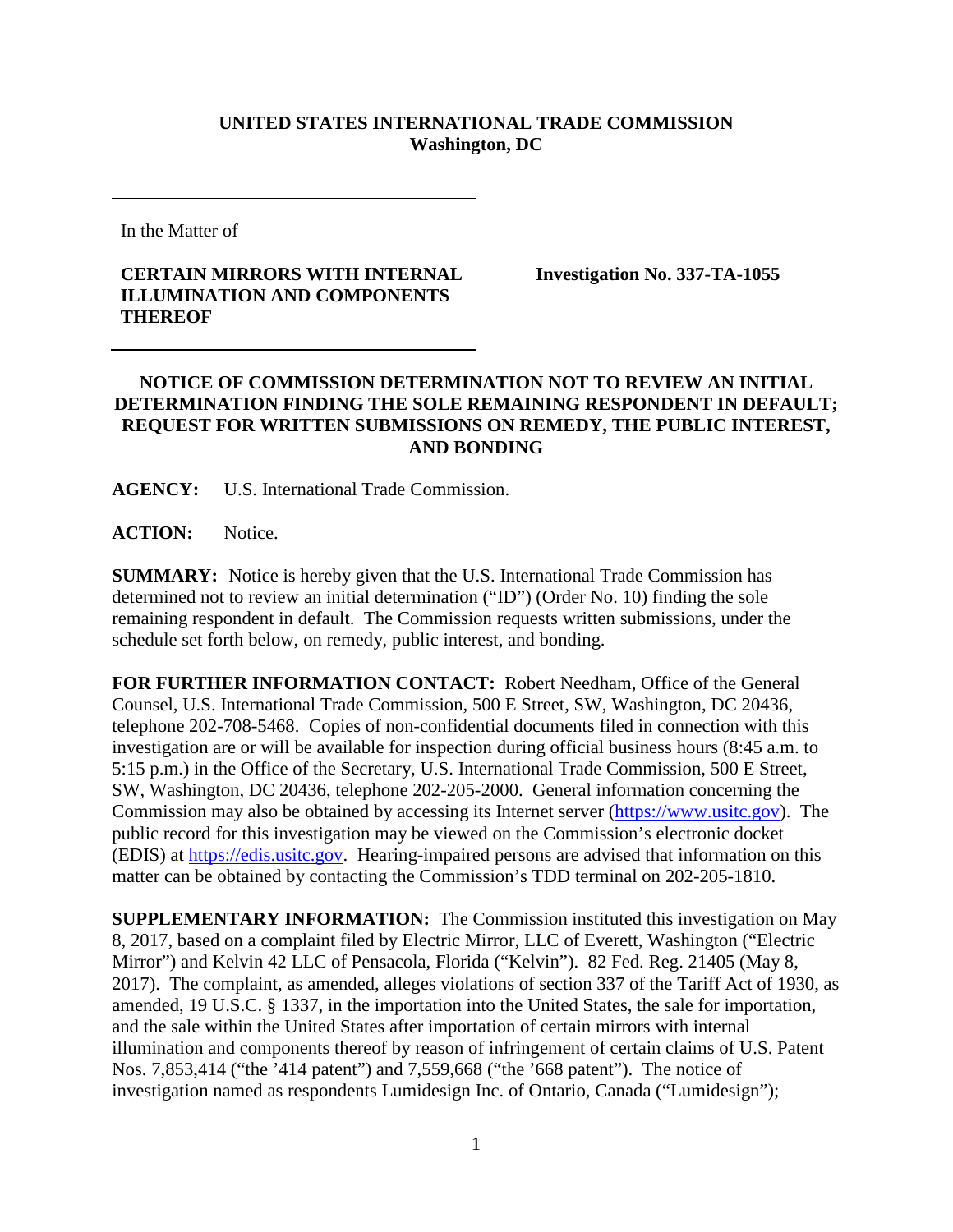**UNITED STATES INTERNATIONAL TRADE COMMISSION**
**Washington, DC**

In the Matter of

**CERTAIN MIRRORS WITH INTERNAL ILLUMINATION AND COMPONENTS THEREOF**

**Investigation No. 337-TA-1055**

**NOTICE OF COMMISSION DETERMINATION NOT TO REVIEW AN INITIAL DETERMINATION FINDING THE SOLE REMAINING RESPONDENT IN DEFAULT; REQUEST FOR WRITTEN SUBMISSIONS ON REMEDY, THE PUBLIC INTEREST, AND BONDING**

**AGENCY:** U.S. International Trade Commission.

**ACTION:** Notice.

**SUMMARY:** Notice is hereby given that the U.S. International Trade Commission has determined not to review an initial determination ("ID") (Order No. 10) finding the sole remaining respondent in default. The Commission requests written submissions, under the schedule set forth below, on remedy, public interest, and bonding.

**FOR FURTHER INFORMATION CONTACT:** Robert Needham, Office of the General Counsel, U.S. International Trade Commission, 500 E Street, SW, Washington, DC 20436, telephone 202-708-5468. Copies of non-confidential documents filed in connection with this investigation are or will be available for inspection during official business hours (8:45 a.m. to 5:15 p.m.) in the Office of the Secretary, U.S. International Trade Commission, 500 E Street, SW, Washington, DC 20436, telephone 202-205-2000. General information concerning the Commission may also be obtained by accessing its Internet server (https://www.usitc.gov). The public record for this investigation may be viewed on the Commission's electronic docket (EDIS) at https://edis.usitc.gov. Hearing-impaired persons are advised that information on this matter can be obtained by contacting the Commission's TDD terminal on 202-205-1810.

**SUPPLEMENTARY INFORMATION:** The Commission instituted this investigation on May 8, 2017, based on a complaint filed by Electric Mirror, LLC of Everett, Washington ("Electric Mirror") and Kelvin 42 LLC of Pensacola, Florida ("Kelvin"). 82 Fed. Reg. 21405 (May 8, 2017). The complaint, as amended, alleges violations of section 337 of the Tariff Act of 1930, as amended, 19 U.S.C. § 1337, in the importation into the United States, the sale for importation, and the sale within the United States after importation of certain mirrors with internal illumination and components thereof by reason of infringement of certain claims of U.S. Patent Nos. 7,853,414 ("the '414 patent") and 7,559,668 ("the '668 patent"). The notice of investigation named as respondents Lumidesign Inc. of Ontario, Canada ("Lumidesign");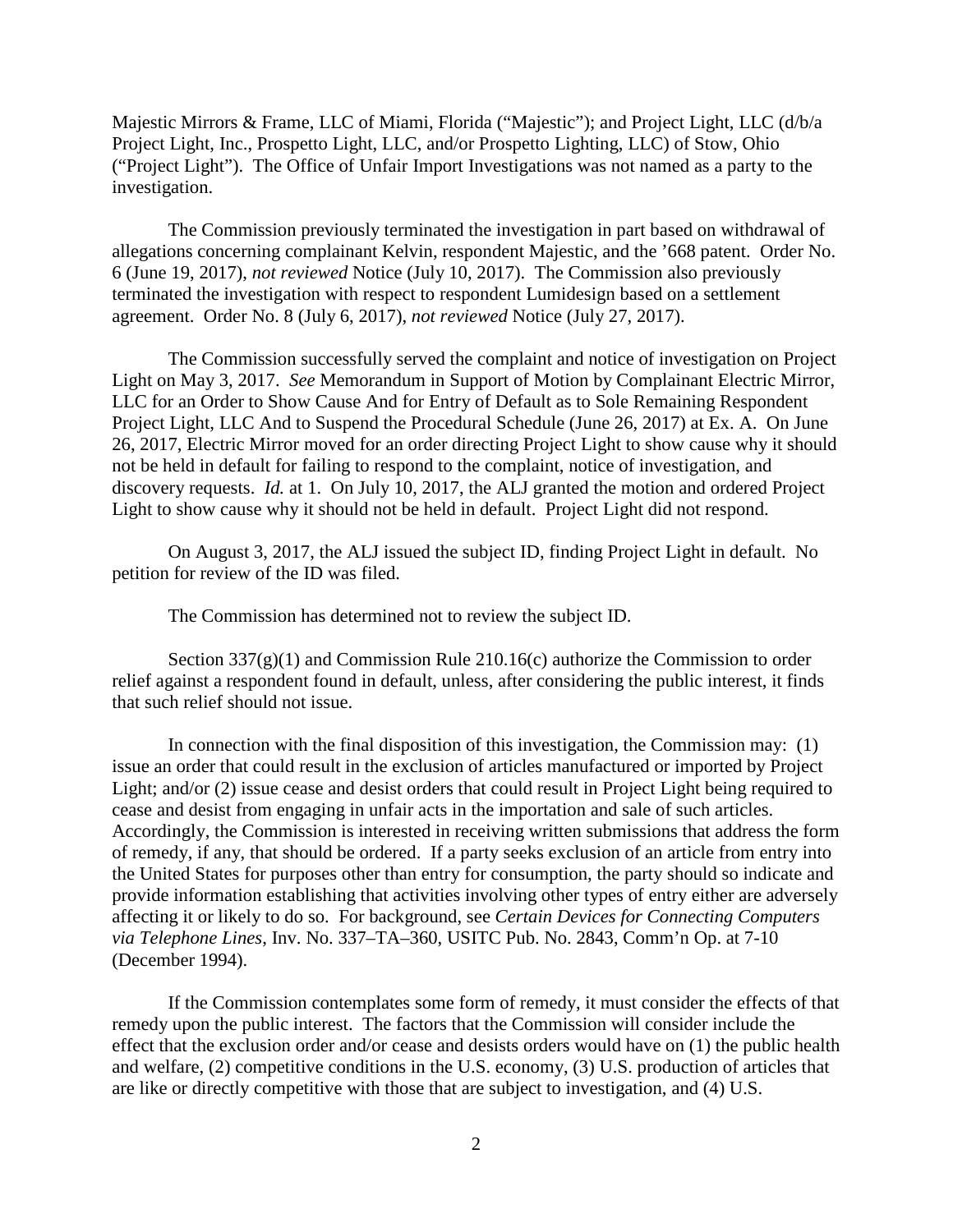Majestic Mirrors & Frame, LLC of Miami, Florida ("Majestic"); and Project Light, LLC (d/b/a Project Light, Inc., Prospetto Light, LLC, and/or Prospetto Lighting, LLC) of Stow, Ohio ("Project Light"). The Office of Unfair Import Investigations was not named as a party to the investigation.

The Commission previously terminated the investigation in part based on withdrawal of allegations concerning complainant Kelvin, respondent Majestic, and the '668 patent. Order No. 6 (June 19, 2017), *not reviewed* Notice (July 10, 2017). The Commission also previously terminated the investigation with respect to respondent Lumidesign based on a settlement agreement. Order No. 8 (July 6, 2017), *not reviewed* Notice (July 27, 2017).

The Commission successfully served the complaint and notice of investigation on Project Light on May 3, 2017. *See* Memorandum in Support of Motion by Complainant Electric Mirror, LLC for an Order to Show Cause And for Entry of Default as to Sole Remaining Respondent Project Light, LLC And to Suspend the Procedural Schedule (June 26, 2017) at Ex. A. On June 26, 2017, Electric Mirror moved for an order directing Project Light to show cause why it should not be held in default for failing to respond to the complaint, notice of investigation, and discovery requests. *Id.* at 1. On July 10, 2017, the ALJ granted the motion and ordered Project Light to show cause why it should not be held in default. Project Light did not respond.

On August 3, 2017, the ALJ issued the subject ID, finding Project Light in default. No petition for review of the ID was filed.

The Commission has determined not to review the subject ID.

Section 337(g)(1) and Commission Rule 210.16(c) authorize the Commission to order relief against a respondent found in default, unless, after considering the public interest, it finds that such relief should not issue.

In connection with the final disposition of this investigation, the Commission may: (1) issue an order that could result in the exclusion of articles manufactured or imported by Project Light; and/or (2) issue cease and desist orders that could result in Project Light being required to cease and desist from engaging in unfair acts in the importation and sale of such articles. Accordingly, the Commission is interested in receiving written submissions that address the form of remedy, if any, that should be ordered. If a party seeks exclusion of an article from entry into the United States for purposes other than entry for consumption, the party should so indicate and provide information establishing that activities involving other types of entry either are adversely affecting it or likely to do so. For background, see *Certain Devices for Connecting Computers via Telephone Lines*, Inv. No. 337–TA–360, USITC Pub. No. 2843, Comm'n Op. at 7-10 (December 1994).

If the Commission contemplates some form of remedy, it must consider the effects of that remedy upon the public interest. The factors that the Commission will consider include the effect that the exclusion order and/or cease and desists orders would have on (1) the public health and welfare, (2) competitive conditions in the U.S. economy, (3) U.S. production of articles that are like or directly competitive with those that are subject to investigation, and (4) U.S.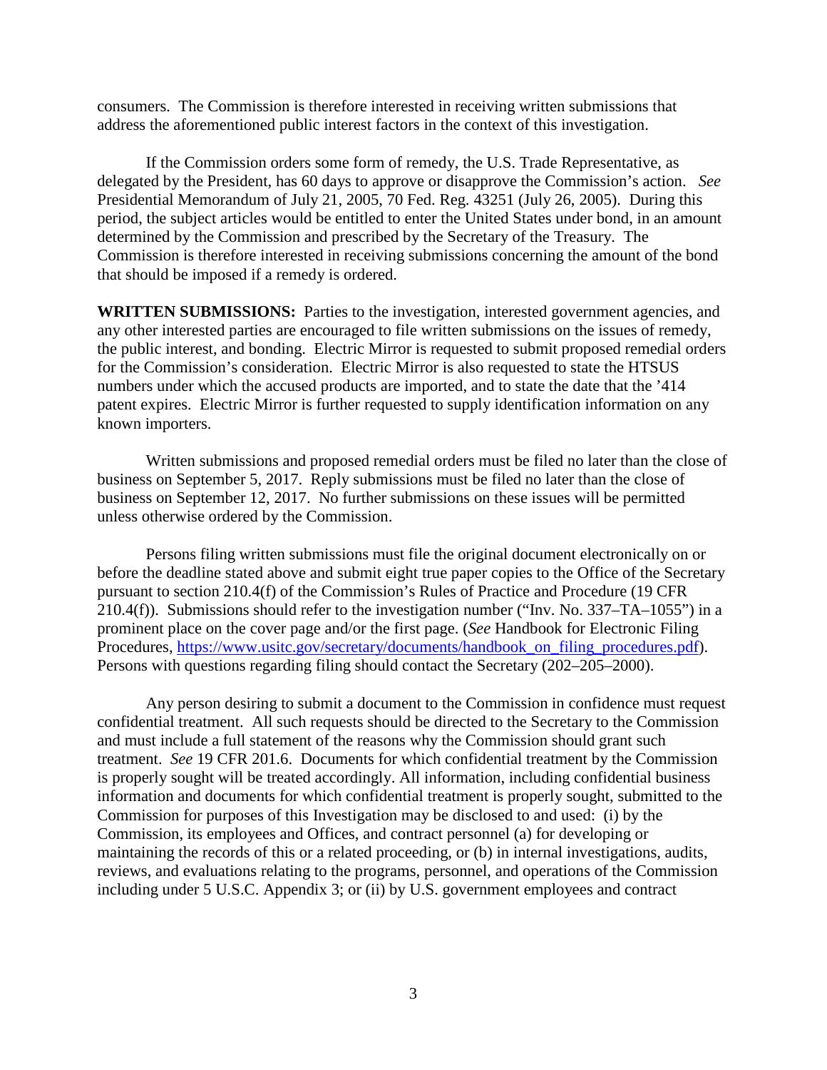consumers. The Commission is therefore interested in receiving written submissions that address the aforementioned public interest factors in the context of this investigation.

If the Commission orders some form of remedy, the U.S. Trade Representative, as delegated by the President, has 60 days to approve or disapprove the Commission's action. *See* Presidential Memorandum of July 21, 2005, 70 Fed. Reg. 43251 (July 26, 2005). During this period, the subject articles would be entitled to enter the United States under bond, in an amount determined by the Commission and prescribed by the Secretary of the Treasury. The Commission is therefore interested in receiving submissions concerning the amount of the bond that should be imposed if a remedy is ordered.

**WRITTEN SUBMISSIONS:** Parties to the investigation, interested government agencies, and any other interested parties are encouraged to file written submissions on the issues of remedy, the public interest, and bonding. Electric Mirror is requested to submit proposed remedial orders for the Commission's consideration. Electric Mirror is also requested to state the HTSUS numbers under which the accused products are imported, and to state the date that the '414 patent expires. Electric Mirror is further requested to supply identification information on any known importers.

Written submissions and proposed remedial orders must be filed no later than the close of business on September 5, 2017. Reply submissions must be filed no later than the close of business on September 12, 2017. No further submissions on these issues will be permitted unless otherwise ordered by the Commission.

Persons filing written submissions must file the original document electronically on or before the deadline stated above and submit eight true paper copies to the Office of the Secretary pursuant to section 210.4(f) of the Commission's Rules of Practice and Procedure (19 CFR 210.4(f)). Submissions should refer to the investigation number ("Inv. No. 337–TA–1055") in a prominent place on the cover page and/or the first page. (*See* Handbook for Electronic Filing Procedures, https://www.usitc.gov/secretary/documents/handbook_on_filing_procedures.pdf). Persons with questions regarding filing should contact the Secretary (202–205–2000).

Any person desiring to submit a document to the Commission in confidence must request confidential treatment. All such requests should be directed to the Secretary to the Commission and must include a full statement of the reasons why the Commission should grant such treatment. *See* 19 CFR 201.6. Documents for which confidential treatment by the Commission is properly sought will be treated accordingly. All information, including confidential business information and documents for which confidential treatment is properly sought, submitted to the Commission for purposes of this Investigation may be disclosed to and used: (i) by the Commission, its employees and Offices, and contract personnel (a) for developing or maintaining the records of this or a related proceeding, or (b) in internal investigations, audits, reviews, and evaluations relating to the programs, personnel, and operations of the Commission including under 5 U.S.C. Appendix 3; or (ii) by U.S. government employees and contract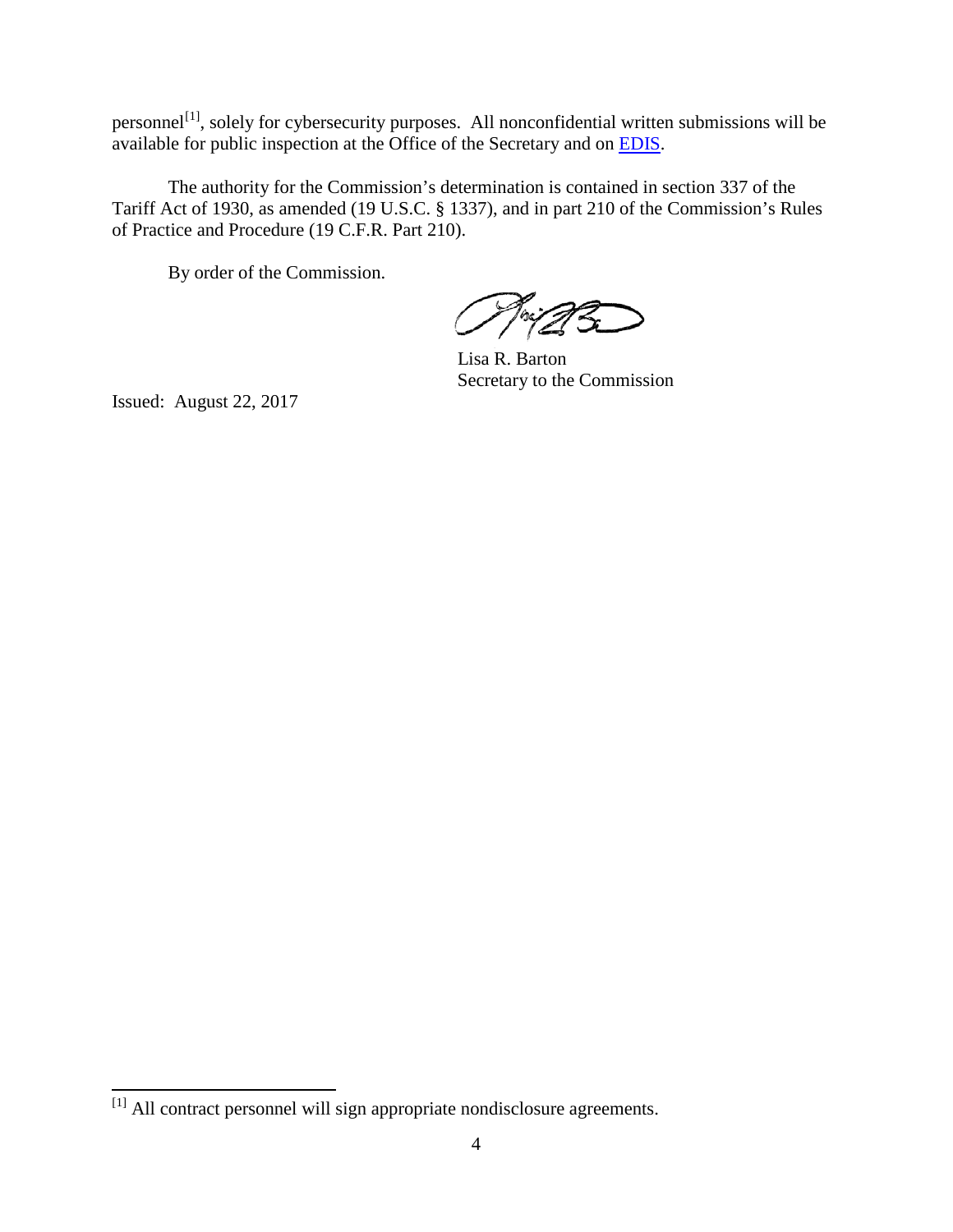personnel[1], solely for cybersecurity purposes. All nonconfidential written submissions will be available for public inspection at the Office of the Secretary and on EDIS.

The authority for the Commission's determination is contained in section 337 of the Tariff Act of 1930, as amended (19 U.S.C. § 1337), and in part 210 of the Commission's Rules of Practice and Procedure (19 C.F.R. Part 210).

By order of the Commission.

Lisa R. Barton
Secretary to the Commission

Issued: August 22, 2017

---

[1] All contract personnel will sign appropriate nondisclosure agreements.